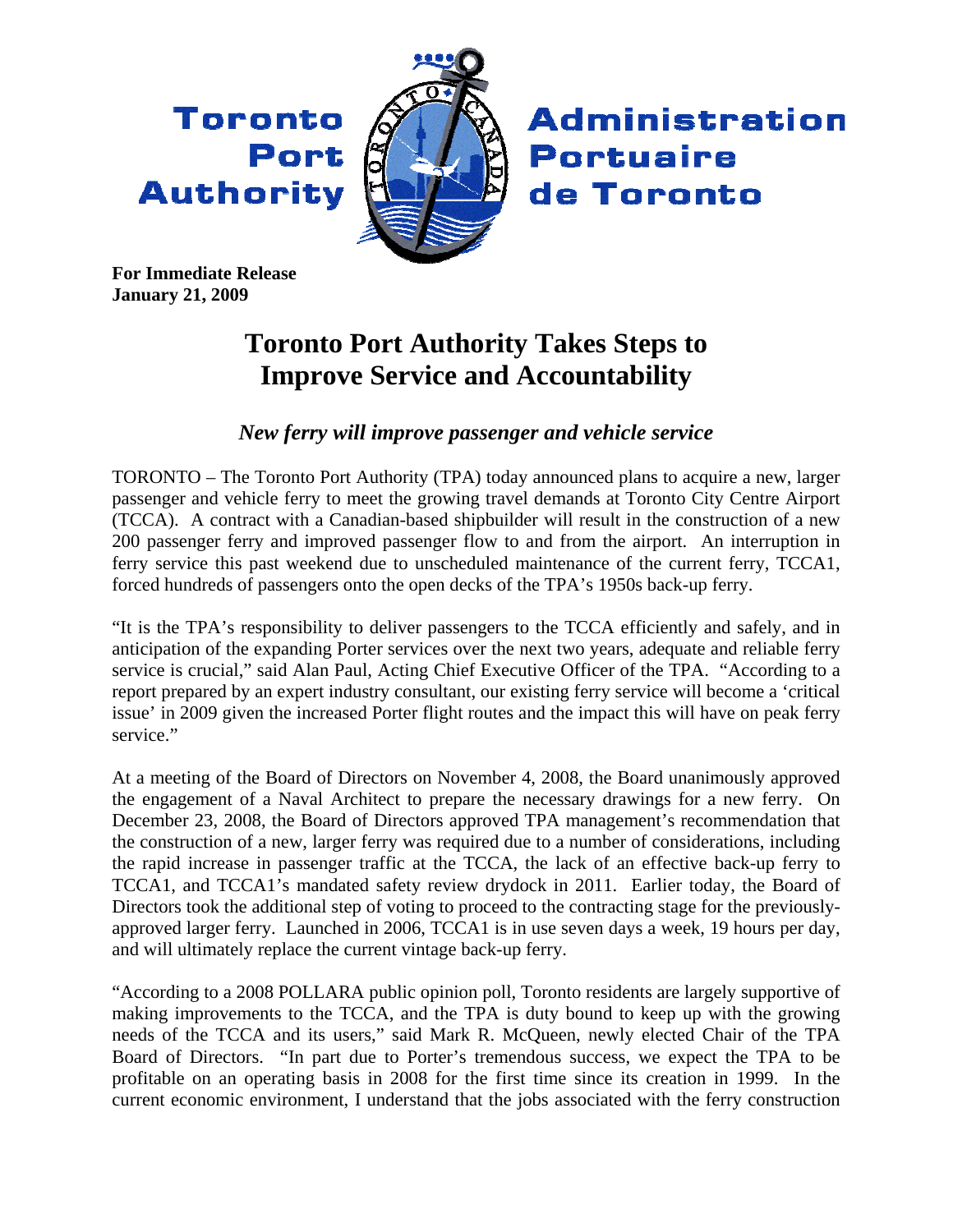Toronto Port Authority

Administration Portuaire de Toronto

**For Immediate Release**
**January 21, 2009**

# Toronto Port Authority Takes Steps to Improve Service and Accountability

## *New ferry will improve passenger and vehicle service*

TORONTO – The Toronto Port Authority (TPA) today announced plans to acquire a new, larger passenger and vehicle ferry to meet the growing travel demands at Toronto City Centre Airport (TCCA). A contract with a Canadian-based shipbuilder will result in the construction of a new 200 passenger ferry and improved passenger flow to and from the airport. An interruption in ferry service this past weekend due to unscheduled maintenance of the current ferry, TCCA1, forced hundreds of passengers onto the open decks of the TPA's 1950s back-up ferry.

"It is the TPA's responsibility to deliver passengers to the TCCA efficiently and safely, and in anticipation of the expanding Porter services over the next two years, adequate and reliable ferry service is crucial," said Alan Paul, Acting Chief Executive Officer of the TPA. "According to a report prepared by an expert industry consultant, our existing ferry service will become a 'critical issue' in 2009 given the increased Porter flight routes and the impact this will have on peak ferry service."

At a meeting of the Board of Directors on November 4, 2008, the Board unanimously approved the engagement of a Naval Architect to prepare the necessary drawings for a new ferry. On December 23, 2008, the Board of Directors approved TPA management's recommendation that the construction of a new, larger ferry was required due to a number of considerations, including the rapid increase in passenger traffic at the TCCA, the lack of an effective back-up ferry to TCCA1, and TCCA1's mandated safety review drydock in 2011. Earlier today, the Board of Directors took the additional step of voting to proceed to the contracting stage for the previously-approved larger ferry. Launched in 2006, TCCA1 is in use seven days a week, 19 hours per day, and will ultimately replace the current vintage back-up ferry.

"According to a 2008 POLLARA public opinion poll, Toronto residents are largely supportive of making improvements to the TCCA, and the TPA is duty bound to keep up with the growing needs of the TCCA and its users," said Mark R. McQueen, newly elected Chair of the TPA Board of Directors. "In part due to Porter's tremendous success, we expect the TPA to be profitable on an operating basis in 2008 for the first time since its creation in 1999. In the current economic environment, I understand that the jobs associated with the ferry construction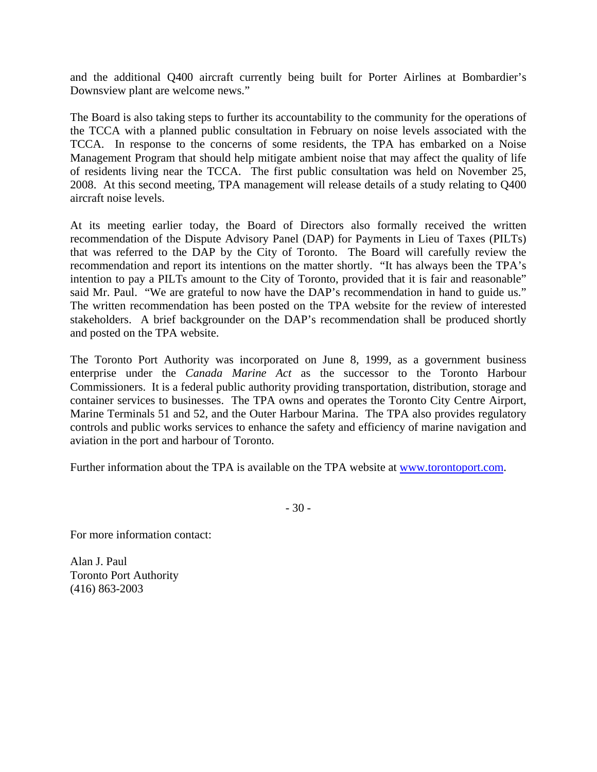and the additional Q400 aircraft currently being built for Porter Airlines at Bombardier's Downsview plant are welcome news."

The Board is also taking steps to further its accountability to the community for the operations of the TCCA with a planned public consultation in February on noise levels associated with the TCCA. In response to the concerns of some residents, the TPA has embarked on a Noise Management Program that should help mitigate ambient noise that may affect the quality of life of residents living near the TCCA. The first public consultation was held on November 25, 2008. At this second meeting, TPA management will release details of a study relating to Q400 aircraft noise levels.

At its meeting earlier today, the Board of Directors also formally received the written recommendation of the Dispute Advisory Panel (DAP) for Payments in Lieu of Taxes (PILTs) that was referred to the DAP by the City of Toronto. The Board will carefully review the recommendation and report its intentions on the matter shortly. "It has always been the TPA's intention to pay a PILTs amount to the City of Toronto, provided that it is fair and reasonable" said Mr. Paul. "We are grateful to now have the DAP's recommendation in hand to guide us." The written recommendation has been posted on the TPA website for the review of interested stakeholders. A brief backgrounder on the DAP's recommendation shall be produced shortly and posted on the TPA website.

The Toronto Port Authority was incorporated on June 8, 1999, as a government business enterprise under the *Canada Marine Act* as the successor to the Toronto Harbour Commissioners. It is a federal public authority providing transportation, distribution, storage and container services to businesses. The TPA owns and operates the Toronto City Centre Airport, Marine Terminals 51 and 52, and the Outer Harbour Marina. The TPA also provides regulatory controls and public works services to enhance the safety and efficiency of marine navigation and aviation in the port and harbour of Toronto.

Further information about the TPA is available on the TPA website at [www.torontoport.com](http://www.torontoport.com).

- 30 -

For more information contact:

Alan J. Paul
Toronto Port Authority
(416) 863-2003